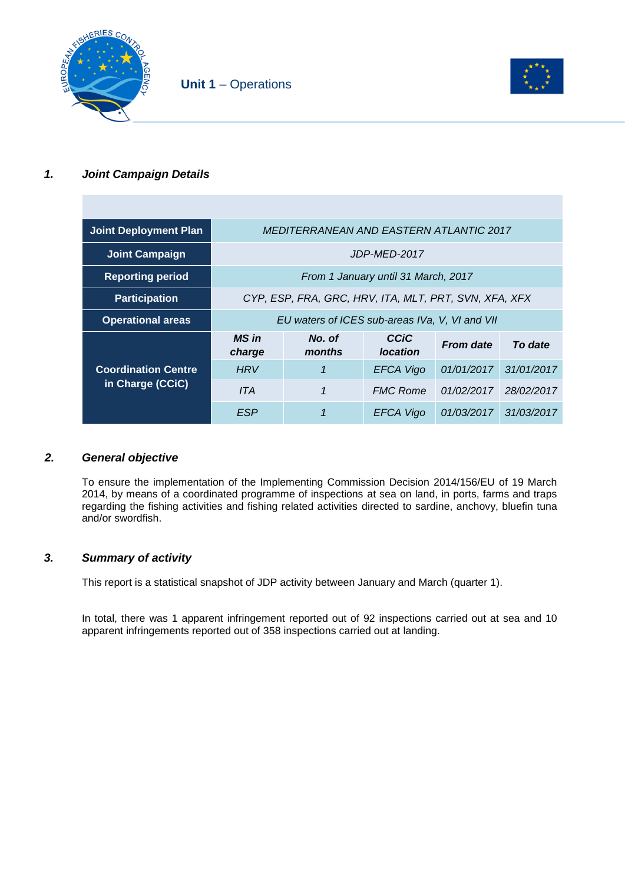**Unit 1** – Operations

## 1. Joint Campaign Details

| | | | | | |
|---|---|---|---|---|---|
| **Joint Deployment Plan** | *MEDITERRANEAN AND EASTERN ATLANTIC 2017* | | | | |
| **Joint Campaign** | *JDP-MED-2017* | | | | |
| **Reporting period** | *From 1 January until 31 March, 2017* | | | | |
| **Participation** | *CYP, ESP, FRA, GRC, HRV, ITA, MLT, PRT, SVN, XFA, XFX* | | | | |
| **Operational areas** | *EU waters of ICES sub-areas IVa, V, VI and VII* | | | | |
| **Coordination Centre in Charge (CCiC)** | ***MS in charge*** | ***No. of months*** | ***CCiC location*** | ***From date*** | ***To date*** |
| | *HRV* | *1* | *EFCA Vigo* | *01/01/2017* | *31/01/2017* |
| | *ITA* | *1* | *FMC Rome* | *01/02/2017* | *28/02/2017* |
| | *ESP* | *1* | *EFCA Vigo* | *01/03/2017* | *31/03/2017* |

## 2. General objective

To ensure the implementation of the Implementing Commission Decision 2014/156/EU of 19 March 2014, by means of a coordinated programme of inspections at sea on land, in ports, farms and traps regarding the fishing activities and fishing related activities directed to sardine, anchovy, bluefin tuna and/or swordfish.

## 3. Summary of activity

This report is a statistical snapshot of JDP activity between January and March (quarter 1).

In total, there was 1 apparent infringement reported out of 92 inspections carried out at sea and 10 apparent infringements reported out of 358 inspections carried out at landing.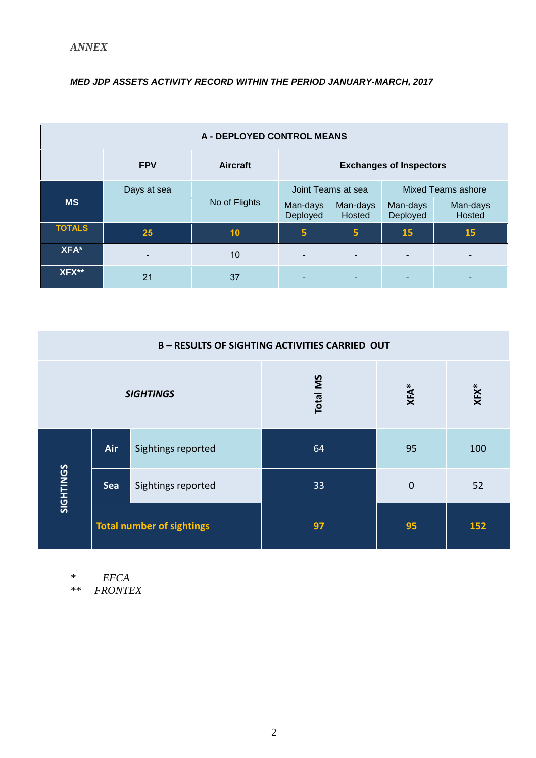*ANNEX*

***MED JDP ASSETS ACTIVITY RECORD WITHIN THE PERIOD JANUARY-MARCH, 2017***

| A - DEPLOYED CONTROL MEANS | | | | | | |
|---|---|---|---|---|---|---|
| | **FPV** | **Aircraft** | **Exchanges of Inspectors** | | | |
| **MS** | Days at sea | No of Flights | Joint Teams at sea | | Mixed Teams ashore | |
| | | | Man-days Deployed | Man-days Hosted | Man-days Deployed | Man-days Hosted |
| **TOTALS** | **25** | **10** | **5** | **5** | **15** | **15** |
| **XFA*** | - | 10 | - | - | - | - |
| **XFX**** | 21 | 37 | - | - | - | - |

| B – RESULTS OF SIGHTING ACTIVITIES CARRIED OUT | | | | | |
|---|---|---|---|---|---|
| ***SIGHTINGS*** | | | **Total MS** | **XFA*** | **XFX*** |
| **SIGHTINGS** | **Air** | Sightings reported | 64 | 95 | 100 |
| | **Sea** | Sightings reported | 33 | 0 | 52 |
| | **Total number of sightings** | | **97** | **95** | **152** |

\* *EFCA*
** *FRONTEX*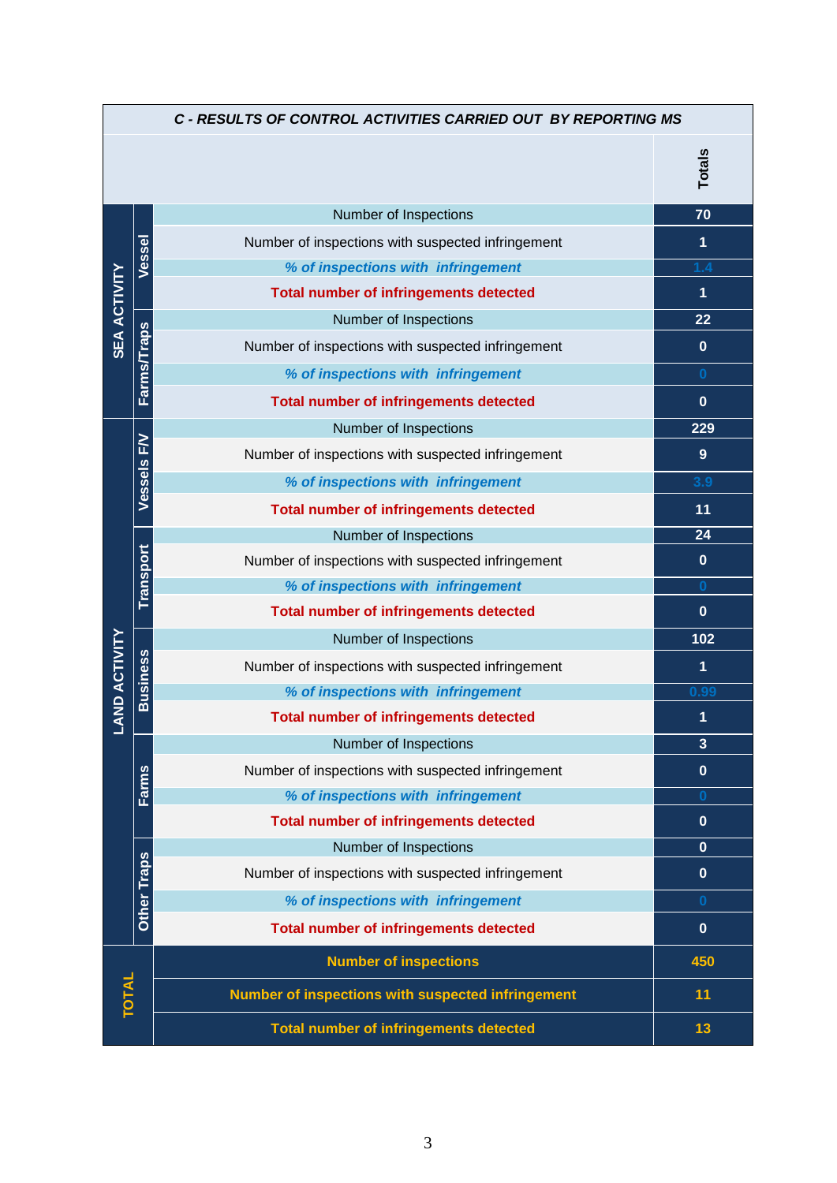| C - RESULTS OF CONTROL ACTIVITIES CARRIED OUT BY REPORTING MS | | | Totals |
|---|---|---|---|
| SEA ACTIVITY | Vessel | Number of Inspections | 70 |
| | | Number of inspections with suspected infringement | 1 |
| | | *% of inspections with infringement* | 1.4 |
| | | **Total number of infringements detected** | 1 |
| | Farms/Traps | Number of Inspections | 22 |
| | | Number of inspections with suspected infringement | 0 |
| | | *% of inspections with infringement* | 0 |
| | | **Total number of infringements detected** | 0 |
| LAND ACTIVITY | Vessels F/V | Number of Inspections | 229 |
| | | Number of inspections with suspected infringement | 9 |
| | | *% of inspections with infringement* | 3.9 |
| | | **Total number of infringements detected** | 11 |
| | Transport | Number of Inspections | 24 |
| | | Number of inspections with suspected infringement | 0 |
| | | *% of inspections with infringement* | 0 |
| | | **Total number of infringements detected** | 0 |
| | Business | Number of Inspections | 102 |
| | | Number of inspections with suspected infringement | 1 |
| | | *% of inspections with infringement* | 0.99 |
| | | **Total number of infringements detected** | 1 |
| | Farms | Number of Inspections | 3 |
| | | Number of inspections with suspected infringement | 0 |
| | | *% of inspections with infringement* | 0 |
| | | **Total number of infringements detected** | 0 |
| | Other Traps | Number of Inspections | 0 |
| | | Number of inspections with suspected infringement | 0 |
| | | *% of inspections with infringement* | 0 |
| | | **Total number of infringements detected** | 0 |
| TOTAL | | **Number of inspections** | 450 |
| | | **Number of inspections with suspected infringement** | 11 |
| | | **Total number of infringements detected** | 13 |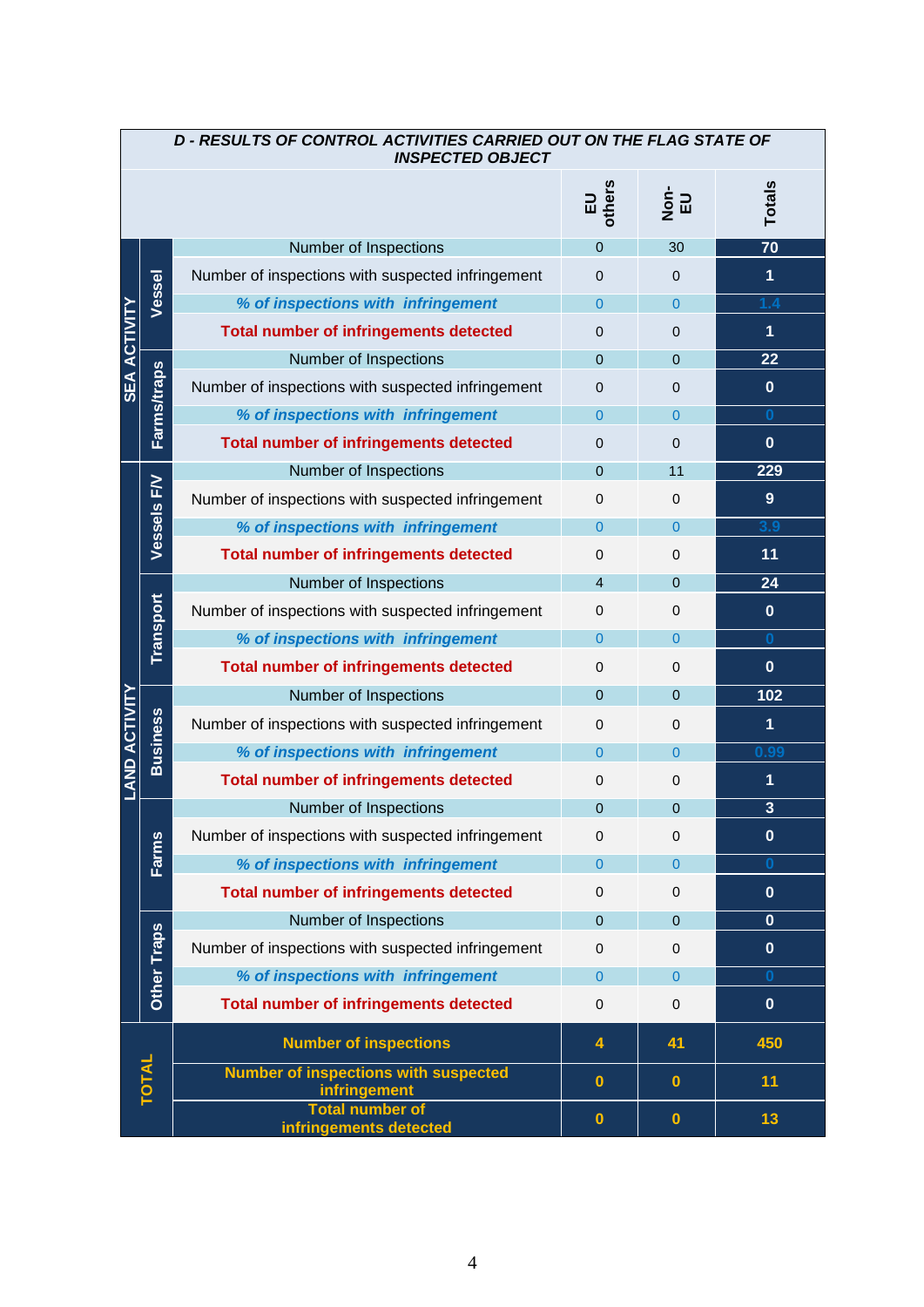| D - RESULTS OF CONTROL ACTIVITIES CARRIED OUT ON THE FLAG STATE OF INSPECTED OBJECT | | | | | |
|---|---|---|---|---|---|
| | | | EU others | Non-EU | Totals |
| SEA ACTIVITY | Vessel | Number of Inspections | 0 | 30 | 70 |
| | | Number of inspections with suspected infringement | 0 | 0 | 1 |
| | | *% of inspections with infringement* | 0 | 0 | 1.4 |
| | | **Total number of infringements detected** | 0 | 0 | 1 |
| | Farms/traps | Number of Inspections | 0 | 0 | 22 |
| | | Number of inspections with suspected infringement | 0 | 0 | 0 |
| | | *% of inspections with infringement* | 0 | 0 | 0 |
| | | **Total number of infringements detected** | 0 | 0 | 0 |
| LAND ACTIVITY | Vessels F/V | Number of Inspections | 0 | 11 | 229 |
| | | Number of inspections with suspected infringement | 0 | 0 | 9 |
| | | *% of inspections with infringement* | 0 | 0 | 3.9 |
| | | **Total number of infringements detected** | 0 | 0 | 11 |
| | Transport | Number of Inspections | 4 | 0 | 24 |
| | | Number of inspections with suspected infringement | 0 | 0 | 0 |
| | | *% of inspections with infringement* | 0 | 0 | 0 |
| | | **Total number of infringements detected** | 0 | 0 | 0 |
| | Business | Number of Inspections | 0 | 0 | 102 |
| | | Number of inspections with suspected infringement | 0 | 0 | 1 |
| | | *% of inspections with infringement* | 0 | 0 | 0.99 |
| | | **Total number of infringements detected** | 0 | 0 | 1 |
| | Farms | Number of Inspections | 0 | 0 | 3 |
| | | Number of inspections with suspected infringement | 0 | 0 | 0 |
| | | *% of inspections with infringement* | 0 | 0 | 0 |
| | | **Total number of infringements detected** | 0 | 0 | 0 |
| | Other Traps | Number of Inspections | 0 | 0 | 0 |
| | | Number of inspections with suspected infringement | 0 | 0 | 0 |
| | | *% of inspections with infringement* | 0 | 0 | 0 |
| | | **Total number of infringements detected** | 0 | 0 | 0 |
| TOTAL | | **Number of inspections** | 4 | 41 | 450 |
| | | **Number of inspections with suspected infringement** | 0 | 0 | 11 |
| | | **Total number of infringements detected** | 0 | 0 | 13 |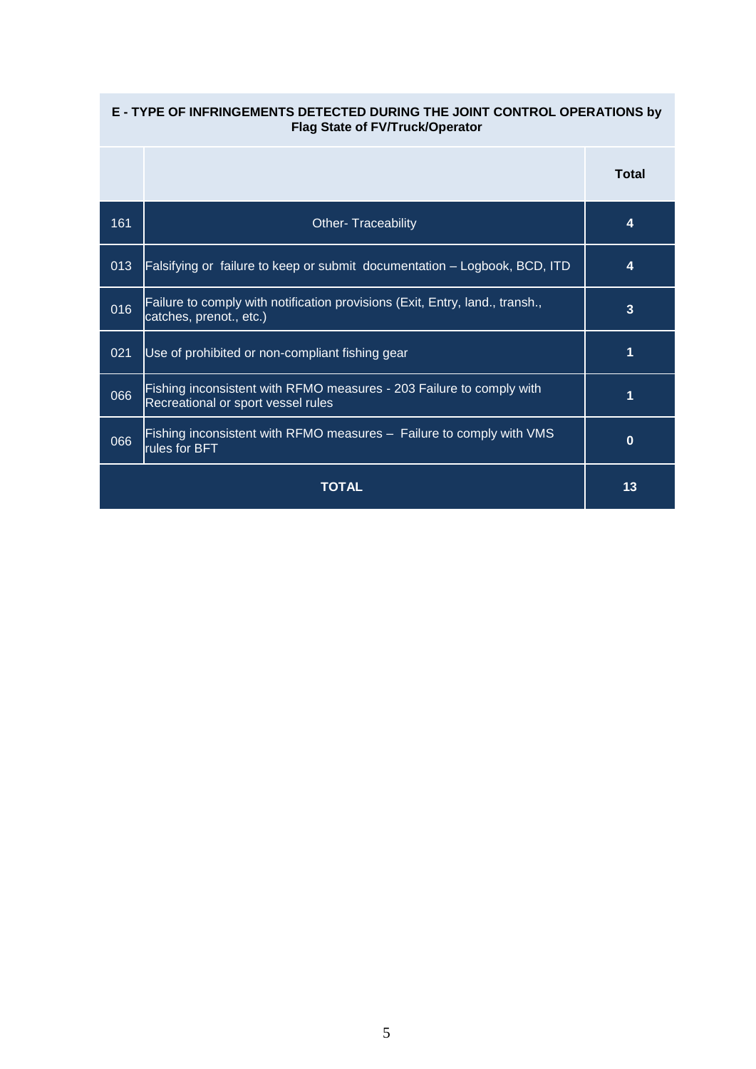**E - TYPE OF INFRINGEMENTS DETECTED DURING THE JOINT CONTROL OPERATIONS by Flag State of FV/Truck/Operator**

| | | Total |
|---|---|---|
| 161 | Other- Traceability | 4 |
| 013 | Falsifying or failure to keep or submit documentation – Logbook, BCD, ITD | 4 |
| 016 | Failure to comply with notification provisions (Exit, Entry, land., transh., catches, prenot., etc.) | 3 |
| 021 | Use of prohibited or non-compliant fishing gear | 1 |
| 066 | Fishing inconsistent with RFMO measures - 203 Failure to comply with Recreational or sport vessel rules | 1 |
| 066 | Fishing inconsistent with RFMO measures – Failure to comply with VMS rules for BFT | 0 |
| **TOTAL** | | **13** |